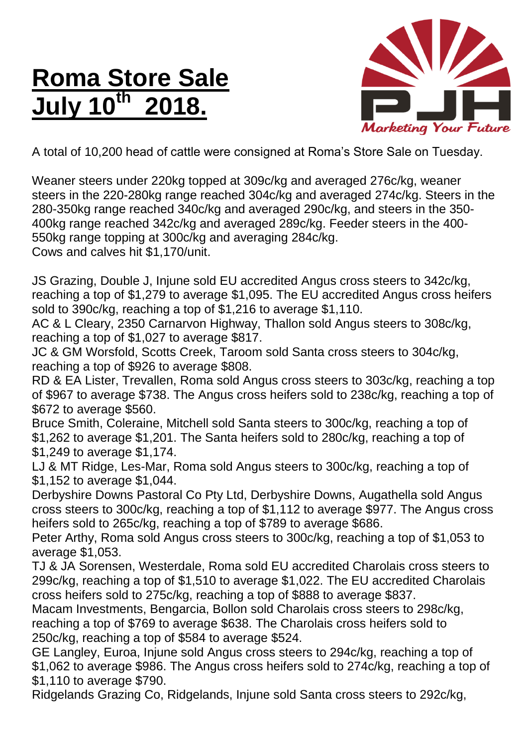# Roma Store Sale July 10th 2018.

A total of 10,200 head of cattle were consigned at Roma's Store Sale on Tuesday.

Weaner steers under 220kg topped at 309c/kg and averaged 276c/kg, weaner steers in the 220-280kg range reached 304c/kg and averaged 274c/kg. Steers in the 280-350kg range reached 340c/kg and averaged 290c/kg, and steers in the 350-400kg range reached 342c/kg and averaged 289c/kg. Feeder steers in the 400-550kg range topping at 300c/kg and averaging 284c/kg.
Cows and calves hit $1,170/unit.

JS Grazing, Double J, Injune sold EU accredited Angus cross steers to 342c/kg, reaching a top of $1,279 to average $1,095. The EU accredited Angus cross heifers sold to 390c/kg, reaching a top of $1,216 to average $1,110.
AC & L Cleary, 2350 Carnarvon Highway, Thallon sold Angus steers to 308c/kg, reaching a top of $1,027 to average $817.
JC & GM Worsfold, Scotts Creek, Taroom sold Santa cross steers to 304c/kg, reaching a top of $926 to average $808.
RD & EA Lister, Trevallen, Roma sold Angus cross steers to 303c/kg, reaching a top of $967 to average $738. The Angus cross heifers sold to 238c/kg, reaching a top of $672 to average $560.
Bruce Smith, Coleraine, Mitchell sold Santa steers to 300c/kg, reaching a top of $1,262 to average $1,201. The Santa heifers sold to 280c/kg, reaching a top of $1,249 to average $1,174.
LJ & MT Ridge, Les-Mar, Roma sold Angus steers to 300c/kg, reaching a top of $1,152 to average $1,044.
Derbyshire Downs Pastoral Co Pty Ltd, Derbyshire Downs, Augathella sold Angus cross steers to 300c/kg, reaching a top of $1,112 to average $977. The Angus cross heifers sold to 265c/kg, reaching a top of $789 to average $686.
Peter Arthy, Roma sold Angus cross steers to 300c/kg, reaching a top of $1,053 to average $1,053.
TJ & JA Sorensen, Westerdale, Roma sold EU accredited Charolais cross steers to 299c/kg, reaching a top of $1,510 to average $1,022. The EU accredited Charolais cross heifers sold to 275c/kg, reaching a top of $888 to average $837.
Macam Investments, Bengarcia, Bollon sold Charolais cross steers to 298c/kg, reaching a top of $769 to average $638. The Charolais cross heifers sold to 250c/kg, reaching a top of $584 to average $524.
GE Langley, Euroa, Injune sold Angus cross steers to 294c/kg, reaching a top of $1,062 to average $986. The Angus cross heifers sold to 274c/kg, reaching a top of $1,110 to average $790.
Ridgelands Grazing Co, Ridgelands, Injune sold Santa cross steers to 292c/kg,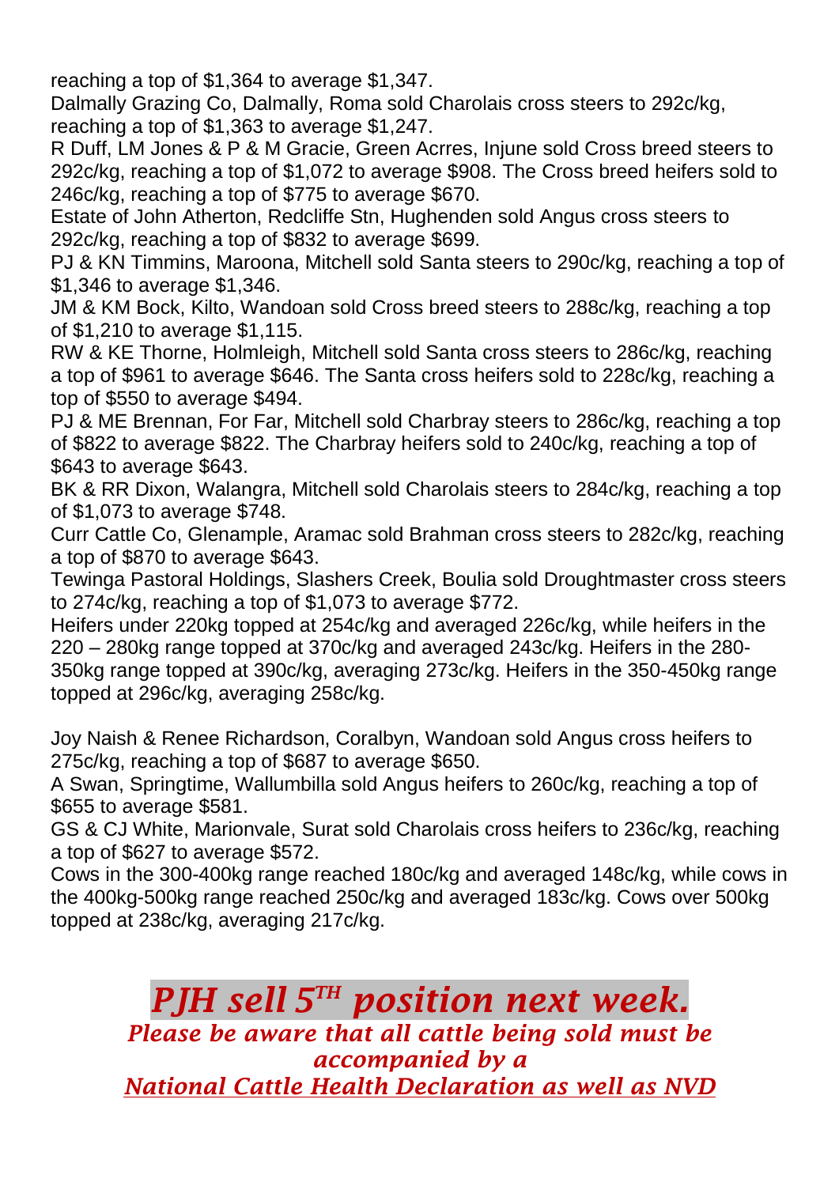reaching a top of $1,364 to average $1,347.

Dalmally Grazing Co, Dalmally, Roma sold Charolais cross steers to 292c/kg, reaching a top of $1,363 to average $1,247.

R Duff, LM Jones & P & M Gracie, Green Acrres, Injune sold Cross breed steers to 292c/kg, reaching a top of $1,072 to average $908. The Cross breed heifers sold to 246c/kg, reaching a top of $775 to average $670.

Estate of John Atherton, Redcliffe Stn, Hughenden sold Angus cross steers to 292c/kg, reaching a top of $832 to average $699.

PJ & KN Timmins, Maroona, Mitchell sold Santa steers to 290c/kg, reaching a top of $1,346 to average $1,346.

JM & KM Bock, Kilto, Wandoan sold Cross breed steers to 288c/kg, reaching a top of $1,210 to average $1,115.

RW & KE Thorne, Holmleigh, Mitchell sold Santa cross steers to 286c/kg, reaching a top of $961 to average $646. The Santa cross heifers sold to 228c/kg, reaching a top of $550 to average $494.

PJ & ME Brennan, For Far, Mitchell sold Charbray steers to 286c/kg, reaching a top of $822 to average $822. The Charbray heifers sold to 240c/kg, reaching a top of $643 to average $643.

BK & RR Dixon, Walangra, Mitchell sold Charolais steers to 284c/kg, reaching a top of $1,073 to average $748.

Curr Cattle Co, Glenample, Aramac sold Brahman cross steers to 282c/kg, reaching a top of $870 to average $643.

Tewinga Pastoral Holdings, Slashers Creek, Boulia sold Droughtmaster cross steers to 274c/kg, reaching a top of $1,073 to average $772.

Heifers under 220kg topped at 254c/kg and averaged 226c/kg, while heifers in the 220 – 280kg range topped at 370c/kg and averaged 243c/kg. Heifers in the 280-350kg range topped at 390c/kg, averaging 273c/kg. Heifers in the 350-450kg range topped at 296c/kg, averaging 258c/kg.

Joy Naish & Renee Richardson, Coralbyn, Wandoan sold Angus cross heifers to 275c/kg, reaching a top of $687 to average $650.

A Swan, Springtime, Wallumbilla sold Angus heifers to 260c/kg, reaching a top of $655 to average $581.

GS & CJ White, Marionvale, Surat sold Charolais cross heifers to 236c/kg, reaching a top of $627 to average $572.

Cows in the 300-400kg range reached 180c/kg and averaged 148c/kg, while cows in the 400kg-500kg range reached 250c/kg and averaged 183c/kg. Cows over 500kg topped at 238c/kg, averaging 217c/kg.

# *PJH sell 5TH position next week.*

***Please be aware that all cattle being sold must be accompanied by a National Cattle Health Declaration as well as NVD***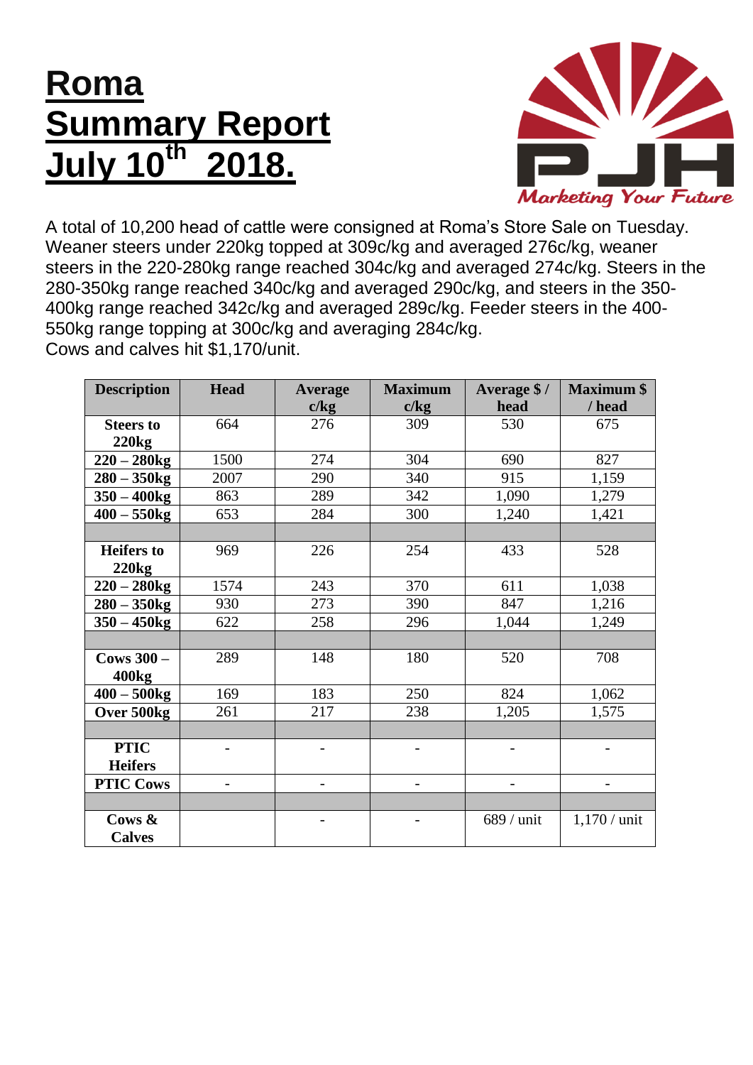# Roma Summary Report July 10th 2018.

Marketing Your Future

A total of 10,200 head of cattle were consigned at Roma's Store Sale on Tuesday. Weaner steers under 220kg topped at 309c/kg and averaged 276c/kg, weaner steers in the 220-280kg range reached 304c/kg and averaged 274c/kg. Steers in the 280-350kg range reached 340c/kg and averaged 290c/kg, and steers in the 350-400kg range reached 342c/kg and averaged 289c/kg. Feeder steers in the 400-550kg range topping at 300c/kg and averaging 284c/kg.
Cows and calves hit $1,170/unit.

| Description | Head | Average c/kg | Maximum c/kg | Average $ / head | Maximum $ / head |
|---|---|---|---|---|---|
| **Steers to 220kg** | 664 | 276 | 309 | 530 | 675 |
| **220 – 280kg** | 1500 | 274 | 304 | 690 | 827 |
| **280 – 350kg** | 2007 | 290 | 340 | 915 | 1,159 |
| **350 – 400kg** | 863 | 289 | 342 | 1,090 | 1,279 |
| **400 – 550kg** | 653 | 284 | 300 | 1,240 | 1,421 |
| | | | | | |
| **Heifers to 220kg** | 969 | 226 | 254 | 433 | 528 |
| **220 – 280kg** | 1574 | 243 | 370 | 611 | 1,038 |
| **280 – 350kg** | 930 | 273 | 390 | 847 | 1,216 |
| **350 – 450kg** | 622 | 258 | 296 | 1,044 | 1,249 |
| | | | | | |
| **Cows 300 – 400kg** | 289 | 148 | 180 | 520 | 708 |
| **400 – 500kg** | 169 | 183 | 250 | 824 | 1,062 |
| **Over 500kg** | 261 | 217 | 238 | 1,205 | 1,575 |
| | | | | | |
| **PTIC Heifers** | - | - | - | - | - |
| **PTIC Cows** | - | - | - | - | - |
| | | | | | |
| **Cows & Calves** | | - | - | 689 / unit | 1,170 / unit |